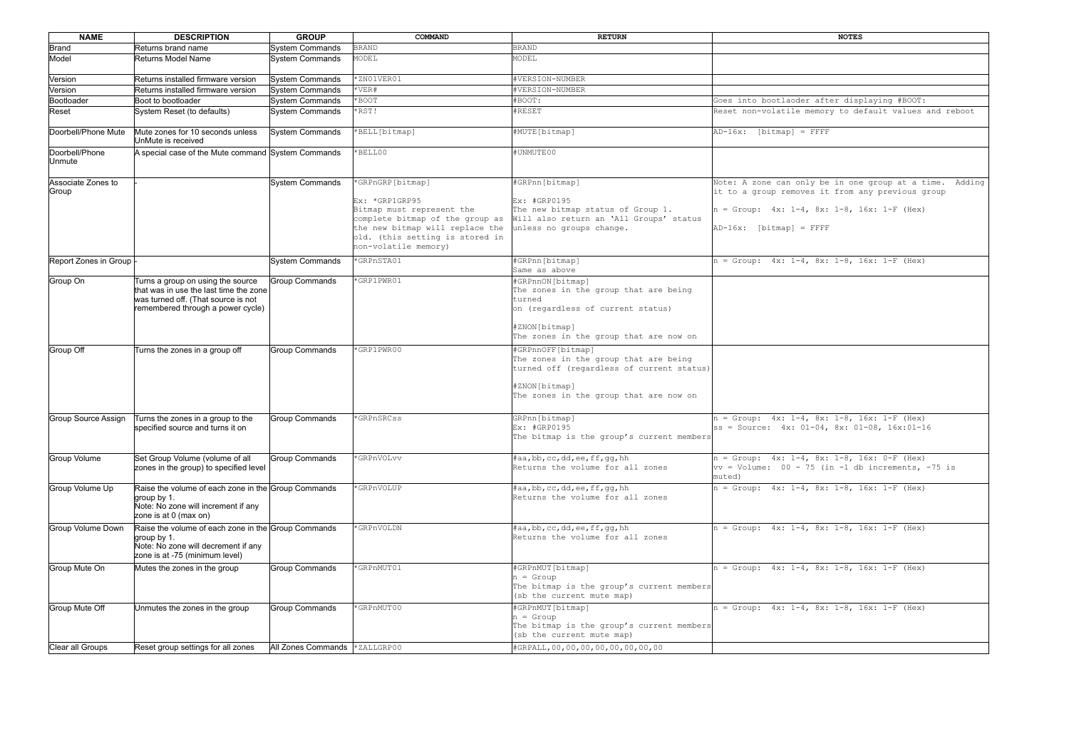| NAME | DESCRIPTION | GROUP | COMMAND | RETURN | NOTES |
|---|---|---|---|---|---|
| Brand | Returns brand name | System Commands | BRAND | BRAND | |
| Model | Returns Model Name | System Commands | MODEL | MODEL | |
| Version | Returns installed firmware version | System Commands | *ZN01VER01 | #VERSION-NUMBER | |
| Version | Returns installed firmware version | System Commands | *VER# | #VERSION-NUMBER | |
| Bootloader | Boot to bootloader | System Commands | *BOOT | #BOOT: | Goes into bootlaoder after displaying #BOOT: |
| Reset | System Reset (to defaults) | System Commands | *RST! | #RESET | Reset non-volatile memory to default values and reboot |
| Doorbell/Phone Mute | Mute zones for 10 seconds unless UnMute is received | System Commands | *BELL[bitmap] | #MUTE[bitmap] | AD-16x: [bitmap] = FFFF |
| Doorbell/Phone Unmute | A special case of the Mute command | System Commands | *BELL00 | #UNMUTE00 | |
| Associate Zones to Group | - | System Commands | *GRPnGRP[bitmap]<br><br>Ex: *GRP1GRP95<br>Bitmap must represent the complete bitmap of the group as the new bitmap will replace the old. (this setting is stored in non-volatile memory) | #GRPnn[bitmap]<br><br>Ex: #GRP0195<br>The new bitmap status of Group 1. Will also return an 'All Groups' status unless no groups change. | Note: A zone can only be in one group at a time. Adding it to a group removes it from any previous group<br><br>n = Group: 4x: 1-4, 8x: 1-8, 16x: 1-F (Hex)<br><br>AD-16x: [bitmap] = FFFF |
| Report Zones in Group | - | System Commands | *GRPnSTA01 | #GRPnn[bitmap]<br>Same as above | n = Group: 4x: 1-4, 8x: 1-8, 16x: 1-F (Hex) |
| Group On | Turns a group on using the source that was in use the last time the zone was turned off. (That source is not remembered through a power cycle) | Group Commands | *GRP1PWR01 | #GRPnnON[bitmap]<br>The zones in the group that are being turned<br>on (regardless of current status)<br><br>#ZNON[bitmap]<br>The zones in the group that are now on | |
| Group Off | Turns the zones in a group off | Group Commands | *GRP1PWR00 | #GRPnnOFF[bitmap]<br>The zones in the group that are being turned off (regardless of current status)<br><br>#ZNON[bitmap]<br>The zones in the group that are now on | |
| Group Source Assign | Turns the zones in a group to the specified source and turns it on | Group Commands | *GRPnSRCss | GRPnn[bitmap]<br>Ex: #GRP0195<br>The bitmap is the group's current members | n = Group: 4x: 1-4, 8x: 1-8, 16x: 1-F (Hex)<br>ss = Source: 4x: 01-04, 8x: 01-08, 16x:01-16 |
| Group Volume | Set Group Volume (volume of all zones in the group) to specified level | Group Commands | *GRPnVOLvv | #aa,bb,cc,dd,ee,ff,gg,hh<br>Returns the volume for all zones | n = Group: 4x: 1-4, 8x: 1-8, 16x: 0-F (Hex)<br>vv = Volume: 00 - 75 (in -1 db increments, -75 is muted) |
| Group Volume Up | Raise the volume of each zone in the group by 1.<br>Note: No zone will increment if any zone is at 0 (max on) | Group Commands | *GRPnVOLUP | #aa,bb,cc,dd,ee,ff,gg,hh<br>Returns the volume for all zones | n = Group: 4x: 1-4, 8x: 1-8, 16x: 1-F (Hex) |
| Group Volume Down | Raise the volume of each zone in the group by 1.<br>Note: No zone will decrement if any zone is at -75 (minimum level) | Group Commands | *GRPnVOLDN | #aa,bb,cc,dd,ee,ff,gg,hh<br>Returns the volume for all zones | n = Group: 4x: 1-4, 8x: 1-8, 16x: 1-F (Hex) |
| Group Mute On | Mutes the zones in the group | Group Commands | *GRPnMUT01 | #GRPnMUT[bitmap]<br>n = Group<br>The bitmap is the group's current members (sb the current mute map) | n = Group: 4x: 1-4, 8x: 1-8, 16x: 1-F (Hex) |
| Group Mute Off | Unmutes the zones in the group | Group Commands | *GRPnMUT00 | #GRPnMUT[bitmap]<br>n = Group<br>The bitmap is the group's current members (sb the current mute map) | n = Group: 4x: 1-4, 8x: 1-8, 16x: 1-F (Hex) |
| Clear all Groups | Reset group settings for all zones | All Zones Commands | *ZALLGRP00 | #GRPALL,00,00,00,00,00,00,00,00 | |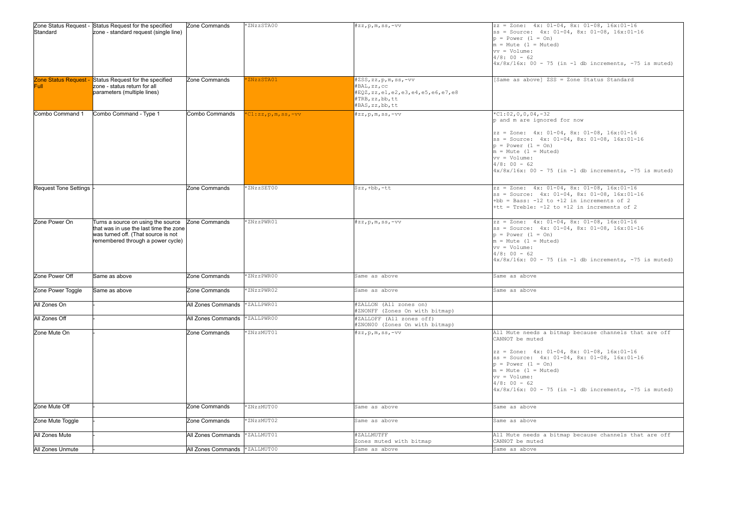| | | | | | |
|---|---|---|---|---|---|
| Zone Status Request - Standard | Status Request for the specified zone - standard request (single line) | Zone Commands | *ZNzzSTA00 | #zz,p,m,ss,-vv | zz = Zone: 4x: 01-04, 8x: 01-08, 16x:01-16<br>ss = Source: 4x: 01-04, 8x: 01-08, 16x:01-16<br>p = Power (1 = On)<br>m = Mute (1 = Muted)<br>vv = Volume:<br>4/8: 00 - 62<br>4x/8x/16x: 00 - 75 (in -1 db increments, -75 is muted) |
| Zone Status Request - Full | Status Request for the specified zone - status return for all parameters (multiple lines) | Zone Commands | *ZNzzSTA01 | #ZSS,zz,p,m,ss,-vv<br>#BAL,zz,cc<br>#EQZ,zz,e1,e2,e3,e4,e5,e6,e7,e8<br>#TRB,zz,bb,tt<br>#BAS,zz,bb,tt | [Same as above] ZSS = Zone Status Standard |
| Combo Command 1 | Combo Command - Type 1 | Combo Commands | *C1:zz,p,m,ss,-vv | #zz,p,m,ss,-vv | *C1:02,0,0,04,-32<br>p and m are ignored for now<br><br>zz = Zone: 4x: 01-04, 8x: 01-08, 16x:01-16<br>ss = Source: 4x: 01-04, 8x: 01-08, 16x:01-16<br>p = Power (1 = On)<br>m = Mute (1 = Muted)<br>vv = Volume:<br>4/8: 00 - 62<br>4x/8x/16x: 00 - 75 (in -1 db increments, -75 is muted) |
| Request Tone Settings | - | Zone Commands | *ZNzzSET00 | $zz,+bb,-tt | zz = Zone: 4x: 01-04, 8x: 01-08, 16x:01-16<br>ss = Source: 4x: 01-04, 8x: 01-08, 16x:01-16<br>+bb = Bass: -12 to +12 in increments of 2<br>+tt = Treble: -12 to +12 in increments of 2 |
| Zone Power On | Turns a source on using the source that was in use the last time the zone was turned off. (That source is not remembered through a power cycle) | Zone Commands | *ZNzzPWR01 | #zz,p,m,ss,-vv | zz = Zone: 4x: 01-04, 8x: 01-08, 16x:01-16<br>ss = Source: 4x: 01-04, 8x: 01-08, 16x:01-16<br>p = Power (1 = On)<br>m = Mute (1 = Muted)<br>vv = Volume:<br>4/8: 00 - 62<br>4x/8x/16x: 00 - 75 (in -1 db increments, -75 is muted) |
| Zone Power Off | Same as above | Zone Commands | *ZNzzPWR00 | Same as above | Same as above |
| Zone Power Toggle | Same as above | Zone Commands | *ZNzzPWR02 | Same as above | Same as above |
| All Zones On | - | All Zones Commands | *ZALLPWR01 | #ZALLON (All zones on)<br>#ZNONFF (Zones On with bitmap) | |
| All Zones Off | - | All Zones Commands | *ZALLPWR00 | #ZALLOFF (All zones off)<br>#ZNON00 (Zones On with bitmap) | |
| Zone Mute On | - | Zone Commands | *ZNzzMUT01 | #zz,p,m,ss,-vv | All Mute needs a bitmap because channels that are off CANNOT be muted<br><br>zz = Zone: 4x: 01-04, 8x: 01-08, 16x:01-16<br>ss = Source: 4x: 01-04, 8x: 01-08, 16x:01-16<br>p = Power (1 = On)<br>m = Mute (1 = Muted)<br>vv = Volume:<br>4/8: 00 - 62<br>4x/8x/16x: 00 - 75 (in -1 db increments, -75 is muted) |
| Zone Mute Off | - | Zone Commands | *ZNzzMUT00 | Same as above | Same as above |
| Zone Mute Toggle | - | Zone Commands | *ZNzzMUT02 | Same as above | Same as above |
| All Zones Mute | - | All Zones Commands | *ZALLMUT01 | #ZALLMUTFF<br>Zones muted with bitmap | All Mute needs a bitmap because channels that are off CANNOT be muted |
| All Zones Unmute | - | All Zones Commands | *ZALLMUT00 | Same as above | Same as above |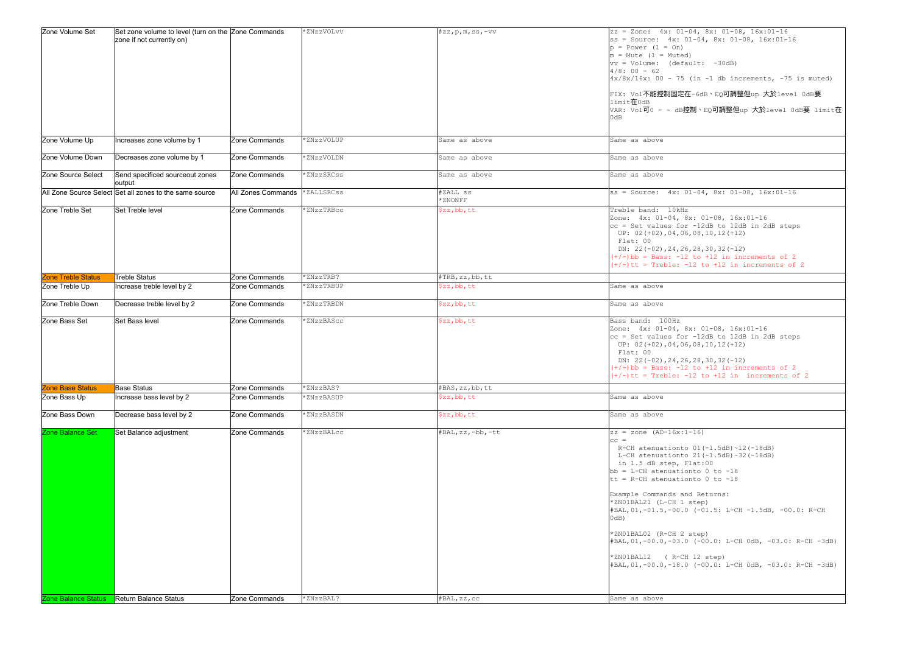| | | | | | |
|---|---|---|---|---|---|
| Zone Volume Set | Set zone volume to level (turn on the zone if not currently on) | Zone Commands | *ZNzzVOLvv | #zz,p,m,ss,-vv | zz = Zone: 4x: 01-04, 8x: 01-08, 16x:01-16<br>ss = Source: 4x: 01-04, 8x: 01-08, 16x:01-16<br>p = Power (1 = On)<br>m = Mute (1 = Muted)<br>vv = Volume: (default: -30dB)<br>4/8: 00 - 62<br>4x/8x/16x: 00 - 75 (in -1 db increments, -75 is muted)<br><br>FIX: Vol不能控制固定在-6dB、EQ可調整但up 大於level 0dB要 limit在0dB<br>VAR: Vol可0 - ~ dB控制、EQ可調整但up 大於level 0dB要 limit在0dB |
| Zone Volume Up | Increases zone volume by 1 | Zone Commands | *ZNzzVOLUP | Same as above | Same as above |
| Zone Volume Down | Decreases zone volume by 1 | Zone Commands | *ZNzzVOLDN | Same as above | Same as above |
| Zone Source Select | Send specificed sourceout zones output | Zone Commands | *ZNzzSRCss | Same as above | Same as above |
| All Zone Source Select | Set all zones to the same source | All Zones Commands | *ZALLSRCss | #ZALL ss<br>*ZNONFF | ss = Source: 4x: 01-04, 8x: 01-08, 16x:01-16 |
| Zone Treble Set | Set Treble level | Zone Commands | *ZNzzTRBcc | $zz,bb,tt | Treble band: 10kHz<br>Zone: 4x: 01-04, 8x: 01-08, 16x:01-16<br>cc = Set values for -12dB to 12dB in 2dB steps<br>UP: 02(+02),04,06,08,10,12(+12)<br>Flat: 00<br>DN: 22(-02),24,26,28,30,32(-12)<br>(+/-)bb = Bass: -12 to +12 in increments of 2<br>(+/-)tt = Treble: -12 to +12 in increments of 2 |
| Zone Treble Status | Treble Status | Zone Commands | *ZNzzTRB? | #TRB,zz,bb,tt | |
| Zone Treble Up | Increase treble level by 2 | Zone Commands | *ZNzzTRBUP | $zz,bb,tt | Same as above |
| Zone Treble Down | Decrease treble level by 2 | Zone Commands | *ZNzzTRBDN | $zz,bb,tt | Same as above |
| Zone Bass Set | Set Bass level | Zone Commands | *ZNzzBAScc | $zz,bb,tt | Bass band: 100Hz<br>Zone: 4x: 01-04, 8x: 01-08, 16x:01-16<br>cc = Set values for -12dB to 12dB in 2dB steps<br>UP: 02(+02),04,06,08,10,12(+12)<br>Flat: 00<br>DN: 22(-02),24,26,28,30,32(-12)<br>(+/-)bb = Bass: -12 to +12 in increments of 2<br>(+/-)tt = Treble: -12 to +12 in increments of 2 |
| Zone Base Status | Base Status | Zone Commands | *ZNzzBAS? | #BAS,zz,bb,tt | |
| Zone Bass Up | Increase bass level by 2 | Zone Commands | *ZNzzBASUP | $zz,bb,tt | Same as above |
| Zone Bass Down | Decrease bass level by 2 | Zone Commands | *ZNzzBASDN | $zz,bb,tt | Same as above |
| Zone Balance Set | Set Balance adjustment | Zone Commands | *ZNzzBALcc | #BAL,zz,-bb,-tt | zz = zone (AD-16x:1-16)<br>cc =<br>R-CH atenuationto 01(-1.5dB)~12(-18dB)<br>L-CH atenuationto 21(-1.5dB)~32(-18dB)<br>in 1.5 dB step, Flat:00<br>bb = L-CH atenuationto 0 to -18<br>tt = R-CH atenuationto 0 to -18<br><br>Example Commands and Returns:<br>*ZN01BAL21 (L-CH 1 step)<br>#BAL,01,-01.5,-00.0 (-01.5: L-CH -1.5dB, -00.0: R-CH 0dB)<br><br>*ZN01BAL02 (R-CH 2 step)<br>#BAL,01,-00.0,-03.0 (-00.0: L-CH 0dB, -03.0: R-CH -3dB)<br><br>*ZN01BAL12 ( R-CH 12 step)<br>#BAL,01,-00.0,-18.0 (-00.0: L-CH 0dB, -03.0: R-CH -3dB) |
| Zone Balance Status | Return Balance Status | Zone Commands | *ZNzzBAL? | #BAL,zz,cc | Same as above |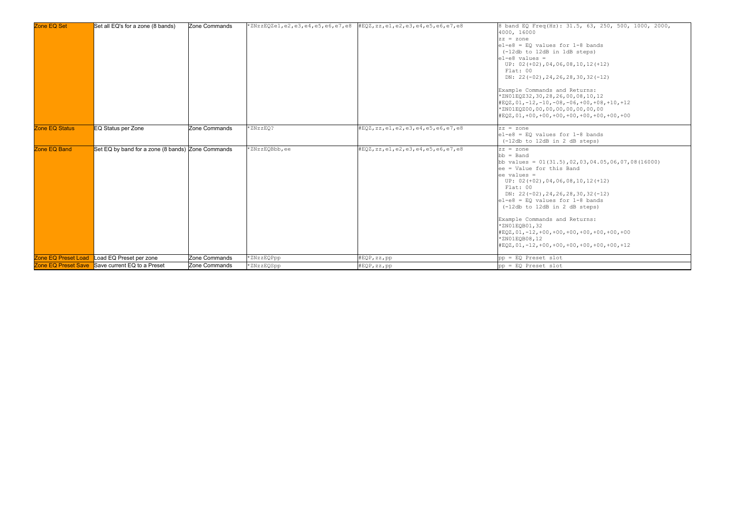| | | | | | |
|---|---|---|---|---|---|
| Zone EQ Set | Set all EQ's for a zone (8 bands) | Zone Commands | *ZNzzEQZe1,e2,e3,e4,e5,e6,e7,e8 | #EQZ,zz,e1,e2,e3,e4,e5,e6,e7,e8 | 8 band EQ Freq(Hz): 31.5, 63, 250, 500, 1000, 2000, 4000, 16000<br>zz = zone<br>e1-e8 = EQ values for 1-8 bands<br>(-12db to 12dB in 1dB steps)<br>e1-e8 values =<br>UP: 02(+02),04,06,08,10,12(+12)<br>Flat: 00<br>DN: 22(-02),24,26,28,30,32(-12)<br><br>Example Commands and Returns:<br>*ZN01EQZ32,30,28,26,00,08,10,12<br>#EQZ,01,-12,-10,-08,-06,+00,+08,+10,+12<br>*ZN01EQZ00,00,00,00,00,00,00,00<br>#EQZ,01,+00,+00,+00,+00,+00,+00,+00,+00 |
| Zone EQ Status | EQ Status per Zone | Zone Commands | *ZNzzEQ? | #EQZ,zz,e1,e2,e3,e4,e5,e6,e7,e8 | zz = zone<br>e1-e8 = EQ values for 1-8 bands<br>(-12db to 12dB in 2 dB steps) |
| Zone EQ Band | Set EQ by band for a zone (8 bands) | Zone Commands | *ZNzzEQBbb,ee | #EQZ,zz,e1,e2,e3,e4,e5,e6,e7,e8 | zz = zone<br>bb = Band<br>bb values = 01(31.5),02,03,04.05,06,07,08(16000)<br>ee = Value for this Band<br>ee values =<br>UP: 02(+02),04,06,08,10,12(+12)<br>Flat: 00<br>DN: 22(-02),24,26,28,30,32(-12)<br>e1-e8 = EQ values for 1-8 bands<br>(-12db to 12dB in 2 dB steps)<br><br>Example Commands and Returns:<br>*ZN01EQB01,32<br>#EQZ,01,-12,+00,+00,+00,+00,+00,+00,+00<br>*ZN01EQB08,12<br>#EQZ,01,-12,+00,+00,+00,+00,+00,+00,+12 |
| Zone EQ Preset Load | Load EQ Preset per zone | Zone Commands | *ZNzzEQPpp | #EQP,zz,pp | pp = EQ Preset slot |
| Zone EQ Preset Save | Save current EQ to a Preset | Zone Commands | *ZNzzEQSpp | #EQP,zz,pp | pp = EQ Preset slot |